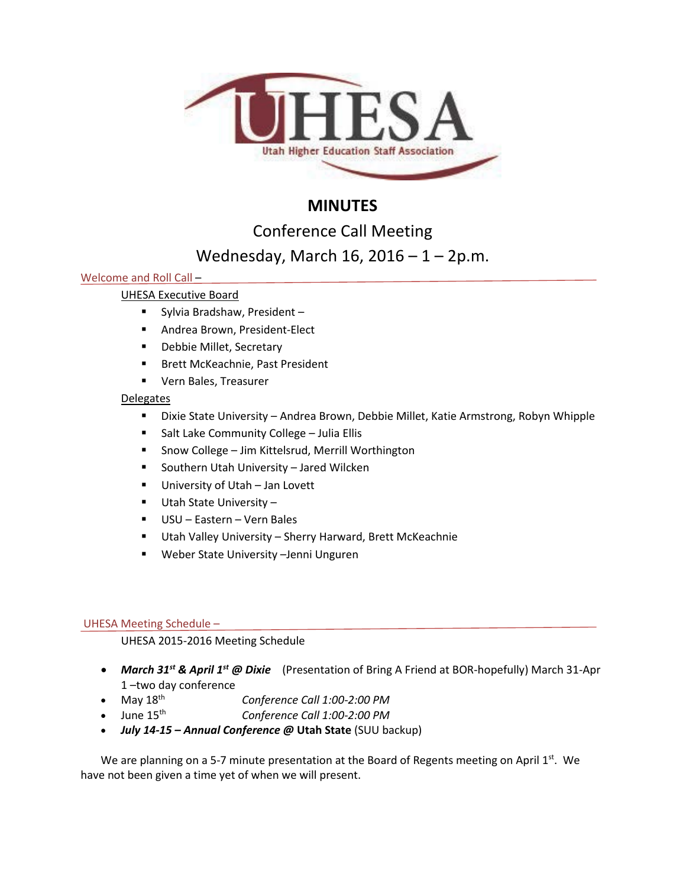UHESA

Utah Higher Education Staff Association

# MINUTES

## Conference Call Meeting

## Wednesday, March 16, 2016 – 1 – 2p.m.

### Welcome and Roll Call –

UHESA Executive Board

- Sylvia Bradshaw, President –
- Andrea Brown, President-Elect
- Debbie Millet, Secretary
- Brett McKeachnie, Past President
- Vern Bales, Treasurer

Delegates

- Dixie State University – Andrea Brown, Debbie Millet, Katie Armstrong, Robyn Whipple
- Salt Lake Community College – Julia Ellis
- Snow College – Jim Kittelsrud, Merrill Worthington
- Southern Utah University – Jared Wilcken
- University of Utah – Jan Lovett
- Utah State University –
- USU – Eastern – Vern Bales
- Utah Valley University – Sherry Harward, Brett McKeachnie
- Weber State University –Jenni Unguren

### UHESA Meeting Schedule –

UHESA 2015-2016 Meeting Schedule

- ***March 31st & April 1st @ Dixie*** (Presentation of Bring A Friend at BOR-hopefully) March 31-Apr 1 –two day conference
- May 18th *Conference Call 1:00-2:00 PM*
- June 15th *Conference Call 1:00-2:00 PM*
- ***July 14-15 – Annual Conference @*** **Utah State** (SUU backup)

We are planning on a 5-7 minute presentation at the Board of Regents meeting on April 1st. We have not been given a time yet of when we will present.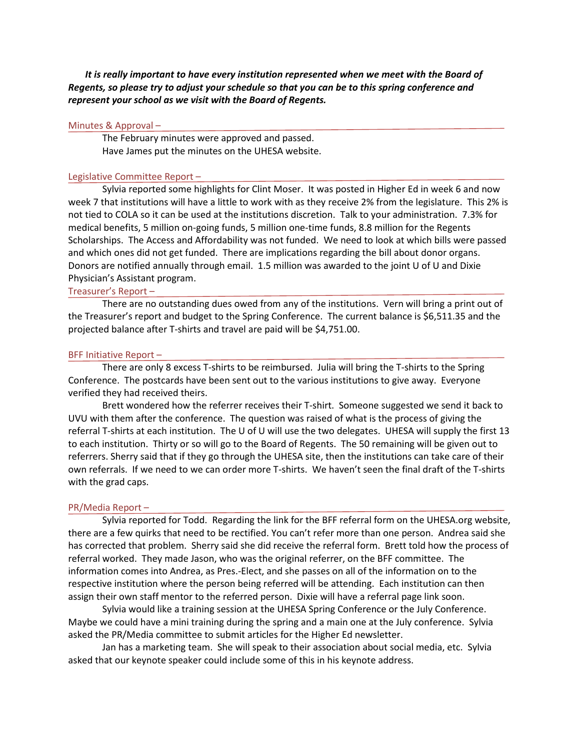***It is really important to have every institution represented when we meet with the Board of Regents, so please try to adjust your schedule so that you can be to this spring conference and represent your school as we visit with the Board of Regents.***

## Minutes & Approval –

The February minutes were approved and passed.
Have James put the minutes on the UHESA website.

## Legislative Committee Report –

Sylvia reported some highlights for Clint Moser. It was posted in Higher Ed in week 6 and now week 7 that institutions will have a little to work with as they receive 2% from the legislature. This 2% is not tied to COLA so it can be used at the institutions discretion. Talk to your administration. 7.3% for medical benefits, 5 million on-going funds, 5 million one-time funds, 8.8 million for the Regents Scholarships. The Access and Affordability was not funded. We need to look at which bills were passed and which ones did not get funded. There are implications regarding the bill about donor organs. Donors are notified annually through email. 1.5 million was awarded to the joint U of U and Dixie Physician's Assistant program.

## Treasurer's Report –

There are no outstanding dues owed from any of the institutions. Vern will bring a print out of the Treasurer's report and budget to the Spring Conference. The current balance is $6,511.35 and the projected balance after T-shirts and travel are paid will be $4,751.00.

## BFF Initiative Report –

There are only 8 excess T-shirts to be reimbursed. Julia will bring the T-shirts to the Spring Conference. The postcards have been sent out to the various institutions to give away. Everyone verified they had received theirs.

Brett wondered how the referrer receives their T-shirt. Someone suggested we send it back to UVU with them after the conference. The question was raised of what is the process of giving the referral T-shirts at each institution. The U of U will use the two delegates. UHESA will supply the first 13 to each institution. Thirty or so will go to the Board of Regents. The 50 remaining will be given out to referrers. Sherry said that if they go through the UHESA site, then the institutions can take care of their own referrals. If we need to we can order more T-shirts. We haven't seen the final draft of the T-shirts with the grad caps.

## PR/Media Report –

Sylvia reported for Todd. Regarding the link for the BFF referral form on the UHESA.org website, there are a few quirks that need to be rectified. You can't refer more than one person. Andrea said she has corrected that problem. Sherry said she did receive the referral form. Brett told how the process of referral worked. They made Jason, who was the original referrer, on the BFF committee. The information comes into Andrea, as Pres.-Elect, and she passes on all of the information on to the respective institution where the person being referred will be attending. Each institution can then assign their own staff mentor to the referred person. Dixie will have a referral page link soon.

Sylvia would like a training session at the UHESA Spring Conference or the July Conference. Maybe we could have a mini training during the spring and a main one at the July conference. Sylvia asked the PR/Media committee to submit articles for the Higher Ed newsletter.

Jan has a marketing team. She will speak to their association about social media, etc. Sylvia asked that our keynote speaker could include some of this in his keynote address.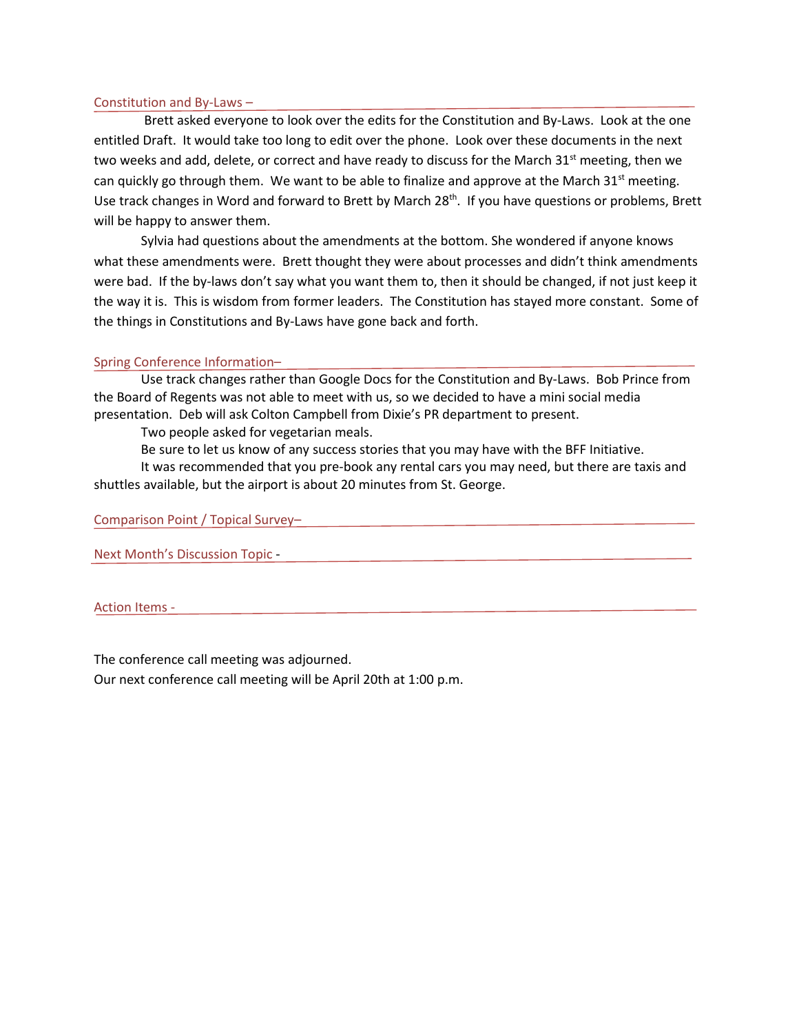## Constitution and By-Laws –

Brett asked everyone to look over the edits for the Constitution and By-Laws. Look at the one entitled Draft. It would take too long to edit over the phone. Look over these documents in the next two weeks and add, delete, or correct and have ready to discuss for the March 31st meeting, then we can quickly go through them. We want to be able to finalize and approve at the March 31st meeting. Use track changes in Word and forward to Brett by March 28th. If you have questions or problems, Brett will be happy to answer them.

Sylvia had questions about the amendments at the bottom. She wondered if anyone knows what these amendments were. Brett thought they were about processes and didn't think amendments were bad. If the by-laws don't say what you want them to, then it should be changed, if not just keep it the way it is. This is wisdom from former leaders. The Constitution has stayed more constant. Some of the things in Constitutions and By-Laws have gone back and forth.

## Spring Conference Information–

Use track changes rather than Google Docs for the Constitution and By-Laws. Bob Prince from the Board of Regents was not able to meet with us, so we decided to have a mini social media presentation. Deb will ask Colton Campbell from Dixie's PR department to present.

Two people asked for vegetarian meals.

Be sure to let us know of any success stories that you may have with the BFF Initiative.

It was recommended that you pre-book any rental cars you may need, but there are taxis and shuttles available, but the airport is about 20 minutes from St. George.

## Comparison Point / Topical Survey–

## Next Month's Discussion Topic -

## Action Items -

The conference call meeting was adjourned.
Our next conference call meeting will be April 20th at 1:00 p.m.